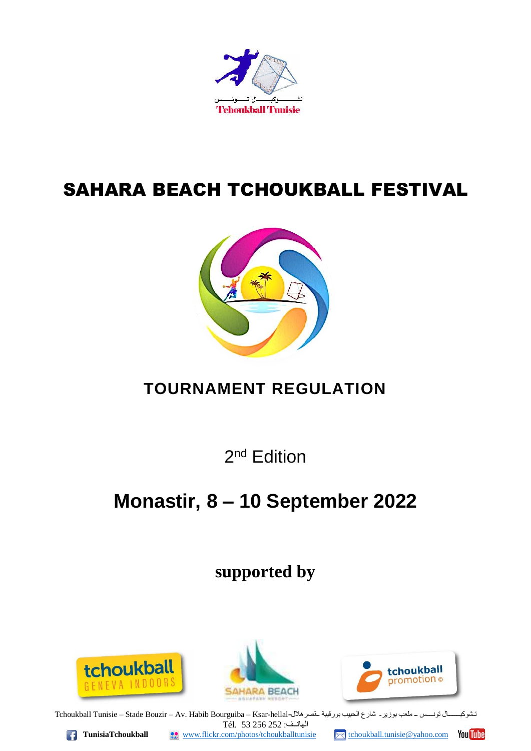تشـــــوكبــــال تـــونــــس
Tchoukball Tunisie

# SAHARA BEACH TCHOUKBALL FESTIVAL

## TOURNAMENT REGULATION

2nd Edition

## Monastir, 8 – 10 September 2022

**supported by**

Tchoukball Tunisie – Stade Bouzir – Av. Habib Bourguiba – Ksar-hellal-تشوكبـــال تونـــس ـ ملعب بوزير ـ شارع الحبيب بورقيبة ـقصرهلال
Tél. 53 256 252 :الهاتـف

**TunisiaTchoukball** www.flickr.com/photos/tchoukballtunisie tchoukball.tunisie@yahoo.com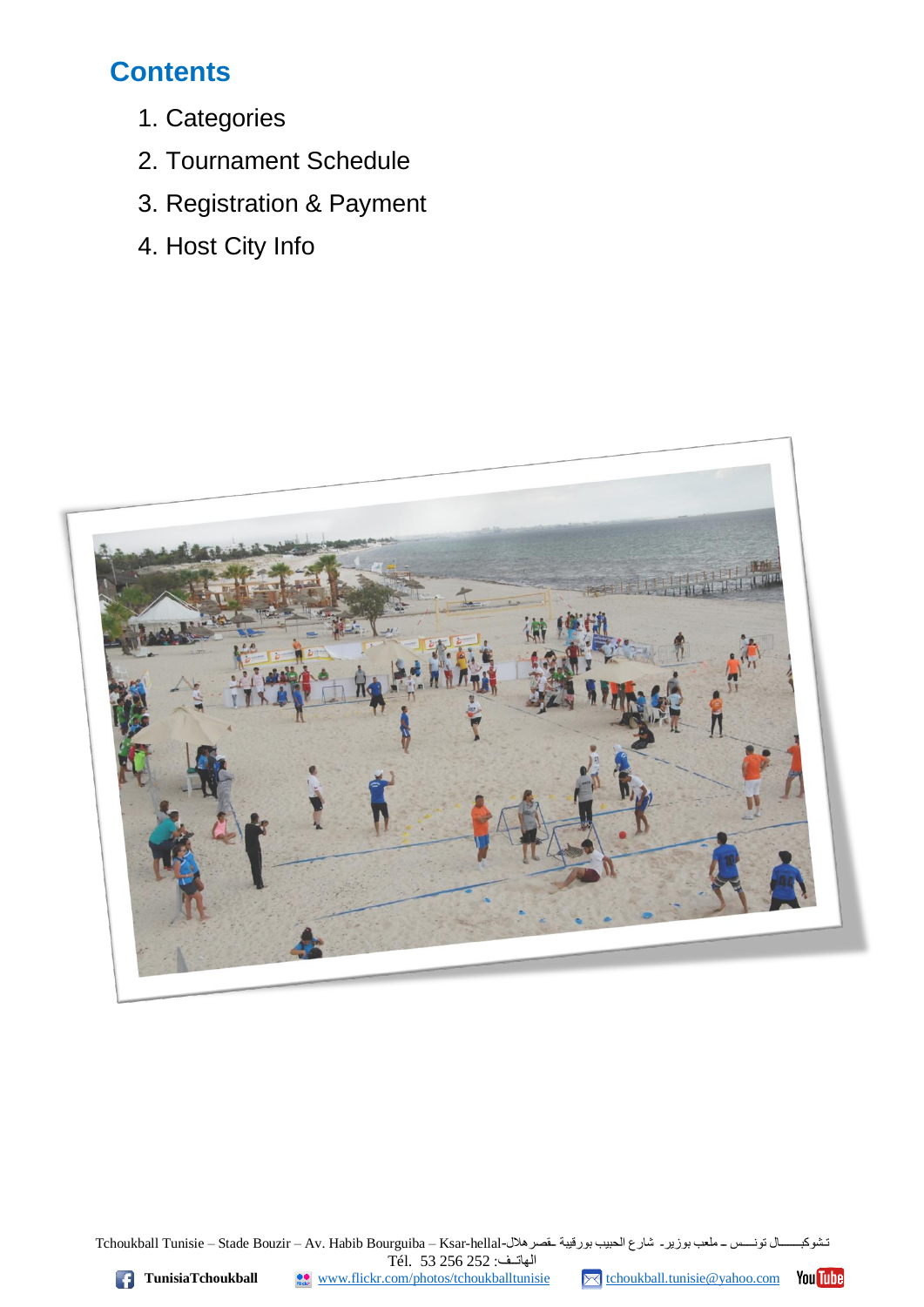# Contents

1. Categories
2. Tournament Schedule
3. Registration & Payment
4. Host City Info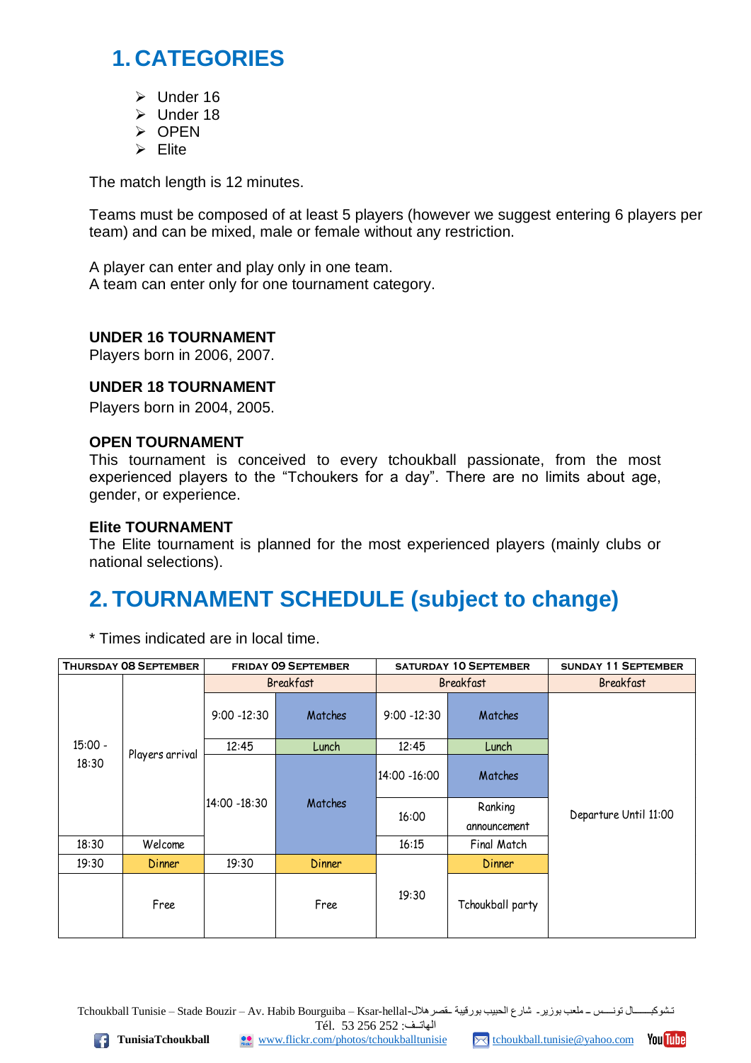## 1. CATEGORIES

- Under 16
- Under 18
- OPEN
- Elite

The match length is 12 minutes.

Teams must be composed of at least 5 players (however we suggest entering 6 players per team) and can be mixed, male or female without any restriction.

A player can enter and play only in one team.
A team can enter only for one tournament category.

**UNDER 16 TOURNAMENT**
Players born in 2006, 2007.

**UNDER 18 TOURNAMENT**
Players born in 2004, 2005.

**OPEN TOURNAMENT**
This tournament is conceived to every tchoukball passionate, from the most experienced players to the “Tchoukers for a day”. There are no limits about age, gender, or experience.

**Elite TOURNAMENT**
The Elite tournament is planned for the most experienced players (mainly clubs or national selections).

## 2. TOURNAMENT SCHEDULE (subject to change)

* Times indicated are in local time.

| THURSDAY 08 SEPTEMBER | | FRIDAY 09 SEPTEMBER | | SATURDAY 10 SEPTEMBER | | SUNDAY 11 SEPTEMBER |
|---|---|---|---|---|---|---|
| 15:00 - 18:30 | Players arrival | Breakfast | | Breakfast | | Breakfast |
| | | 9:00 -12:30 | Matches | 9:00 -12:30 | Matches | Departure Until 11:00 |
| | | 12:45 | Lunch | 12:45 | Lunch | |
| | | 14:00 -18:30 | Matches | 14:00 -16:00 | Matches | |
| | | | | 16:00 | Ranking announcement | |
| 18:30 | Welcome | | | 16:15 | Final Match | |
| 19:30 | Dinner | 19:30 | Dinner | 19:30 | Dinner | |
| | Free | | Free | | Tchoukball party | |

Tchoukball Tunisie – Stade Bouzir – Av. Habib Bourguiba – Ksar-hellal- تشوكبـــــال تونـــس ـ ملعب بوزير ـ شارع الحبيب بورقيبة ـقصر هلال
Tél. 53 256 252 :الهاتـف
TunisiaTchoukball www.flickr.com/photos/tchoukballtunisie tchoukball.tunisie@yahoo.com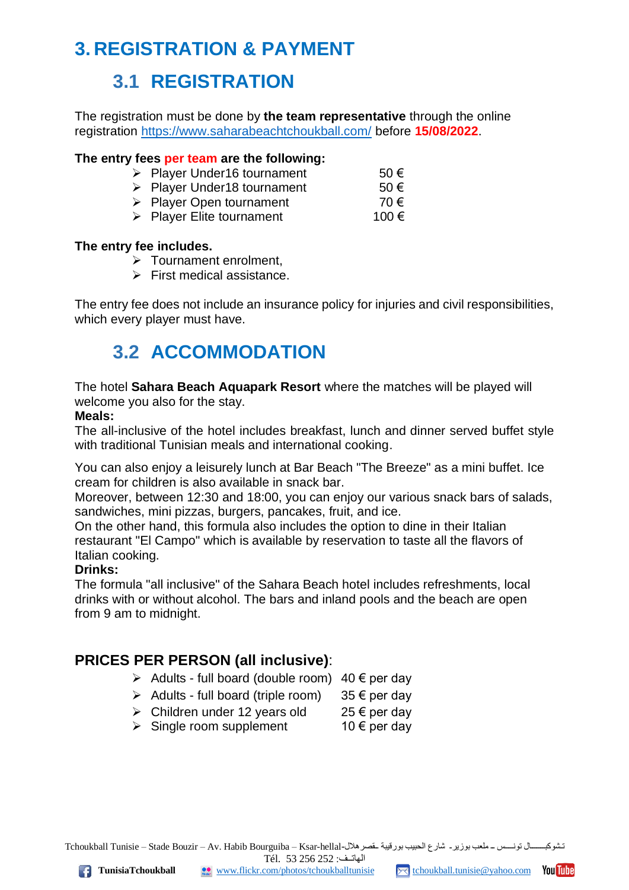# 3. REGISTRATION & PAYMENT

## 3.1 REGISTRATION

The registration must be done by **the team representative** through the online registration https://www.saharabeachtchoukball.com/ before **15/08/2022**.

**The entry fees per team are the following:**

- Player Under16 tournament 50 €
- Player Under18 tournament 50 €
- Player Open tournament 70 €
- Player Elite tournament 100 €

**The entry fee includes.**

- Tournament enrolment,
- First medical assistance.

The entry fee does not include an insurance policy for injuries and civil responsibilities, which every player must have.

## 3.2 ACCOMMODATION

The hotel **Sahara Beach Aquapark Resort** where the matches will be played will welcome you also for the stay.

**Meals:**

The all-inclusive of the hotel includes breakfast, lunch and dinner served buffet style with traditional Tunisian meals and international cooking.

You can also enjoy a leisurely lunch at Bar Beach "The Breeze" as a mini buffet. Ice cream for children is also available in snack bar.

Moreover, between 12:30 and 18:00, you can enjoy our various snack bars of salads, sandwiches, mini pizzas, burgers, pancakes, fruit, and ice.

On the other hand, this formula also includes the option to dine in their Italian restaurant "El Campo" which is available by reservation to taste all the flavors of Italian cooking.

**Drinks:**

The formula "all inclusive" of the Sahara Beach hotel includes refreshments, local drinks with or without alcohol. The bars and inland pools and the beach are open from 9 am to midnight.

### PRICES PER PERSON (all inclusive):

- Adults - full board (double room) 40 € per day
- Adults - full board (triple room) 35 € per day
- Children under 12 years old 25 € per day
- Single room supplement 10 € per day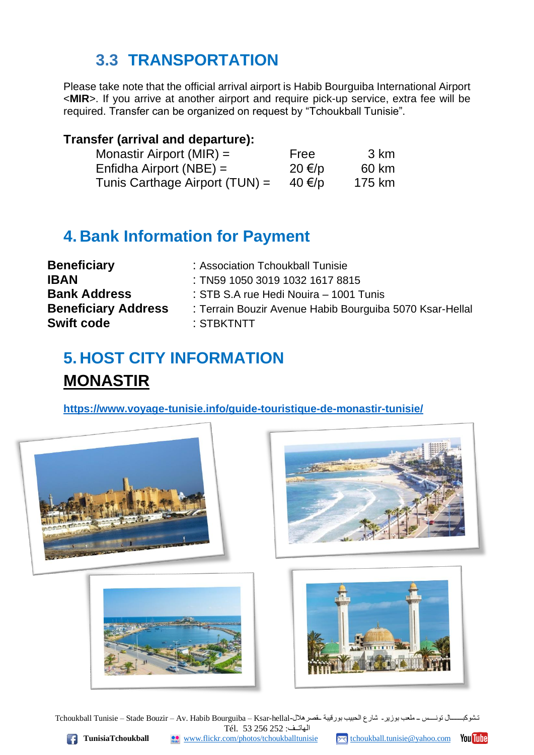## 3.3 TRANSPORTATION

Please take note that the official arrival airport is Habib Bourguiba International Airport <**MIR**>. If you arrive at another airport and require pick-up service, extra fee will be required. Transfer can be organized on request by "Tchoukball Tunisie".

**Transfer (arrival and departure):**

| | | |
|---|---|---|
| Monastir Airport (MIR) = | Free | 3 km |
| Enfidha Airport (NBE) = | 20 €/p | 60 km |
| Tunis Carthage Airport (TUN) = | 40 €/p | 175 km |

# 4. Bank Information for Payment

**Beneficiary** : Association Tchoukball Tunisie
**IBAN** : TN59 1050 3019 1032 1617 8815
**Bank Address** : STB S.A rue Hedi Nouira – 1001 Tunis
**Beneficiary Address** : Terrain Bouzir Avenue Habib Bourguiba 5070 Ksar-Hellal
**Swift code** : STBKTNTT

# 5. HOST CITY INFORMATION

## MONASTIR

https://www.voyage-tunisie.info/guide-touristique-de-monastir-tunisie/

Tchoukball Tunisie – Stade Bouzir – Av. Habib Bourguiba – Ksar-hellal- تشوكبـــال تونـــس ـ ملعب بوزير ـ شارع الحبيب بورقيبة ـقصر هلال
Tél. 53 256 252 :الهاتـف

TunisiaTchoukball www.flickr.com/photos/tchoukballtunisie tchoukball.tunisie@yahoo.com